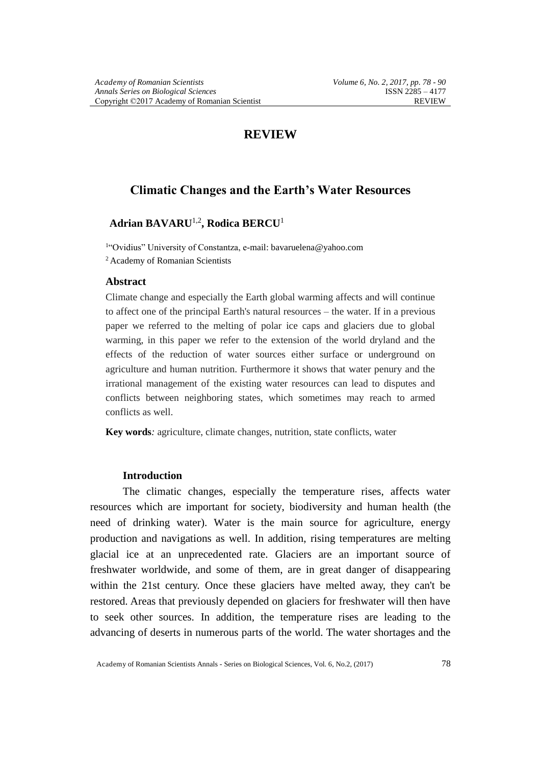# REVIEW

## Climatic Changes and the Earth's Water Resources

**Adrian BAVARU**[1,2]**, Rodica BERCU**[1]

[1]"Ovidius" University of Constantza, e-mail: bavaruelena@yahoo.com

[2] Academy of Romanian Scientists

### Abstract

Climate change and especially the Earth global warming affects and will continue to affect one of the principal Earth's natural resources – the water. If in a previous paper we referred to the melting of polar ice caps and glaciers due to global warming, in this paper we refer to the extension of the world dryland and the effects of the reduction of water sources either surface or underground on agriculture and human nutrition. Furthermore it shows that water penury and the irrational management of the existing water resources can lead to disputes and conflicts between neighboring states, which sometimes may reach to armed conflicts as well.

**Key words***:* agriculture, climate changes, nutrition, state conflicts, water

### Introduction

The climatic changes, especially the temperature rises, affects water resources which are important for society, biodiversity and human health (the need of drinking water). Water is the main source for agriculture, energy production and navigations as well. In addition, rising temperatures are melting glacial ice at an unprecedented rate. Glaciers are an important source of freshwater worldwide, and some of them, are in great danger of disappearing within the 21st century. Once these glaciers have melted away, they can't be restored. Areas that previously depended on glaciers for freshwater will then have to seek other sources. In addition, the temperature rises are leading to the advancing of deserts in numerous parts of the world. The water shortages and the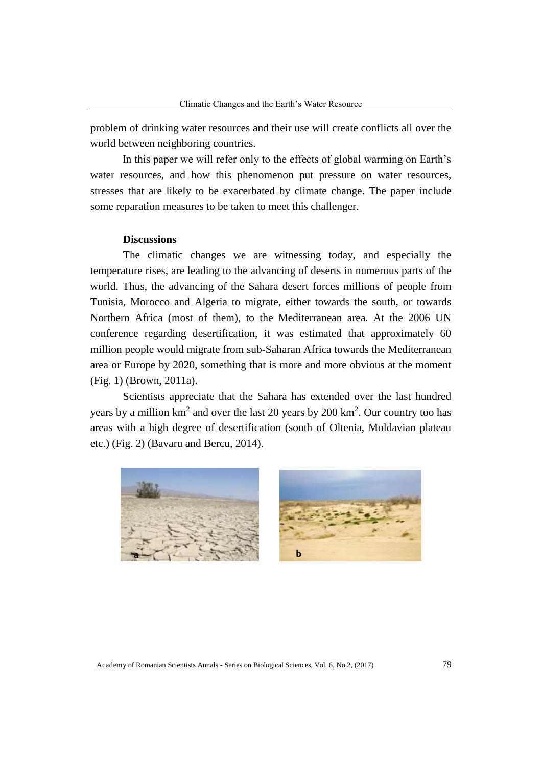problem of drinking water resources and their use will create conflicts all over the world between neighboring countries.

In this paper we will refer only to the effects of global warming on Earth's water resources, and how this phenomenon put pressure on water resources, stresses that are likely to be exacerbated by climate change. The paper include some reparation measures to be taken to meet this challenger.

**Discussions**

The climatic changes we are witnessing today, and especially the temperature rises, are leading to the advancing of deserts in numerous parts of the world. Thus, the advancing of the Sahara desert forces millions of people from Tunisia, Morocco and Algeria to migrate, either towards the south, or towards Northern Africa (most of them), to the Mediterranean area. At the 2006 UN conference regarding desertification, it was estimated that approximately 60 million people would migrate from sub-Saharan Africa towards the Mediterranean area or Europe by 2020, something that is more and more obvious at the moment (Fig. 1) (Brown, 2011a).

Scientists appreciate that the Sahara has extended over the last hundred years by a million $km^2$ and over the last 20 years by 200 $km^2$. Our country too has areas with a high degree of desertification (south of Oltenia, Moldavian plateau etc.) (Fig. 2) (Bavaru and Bercu, 2014).

a b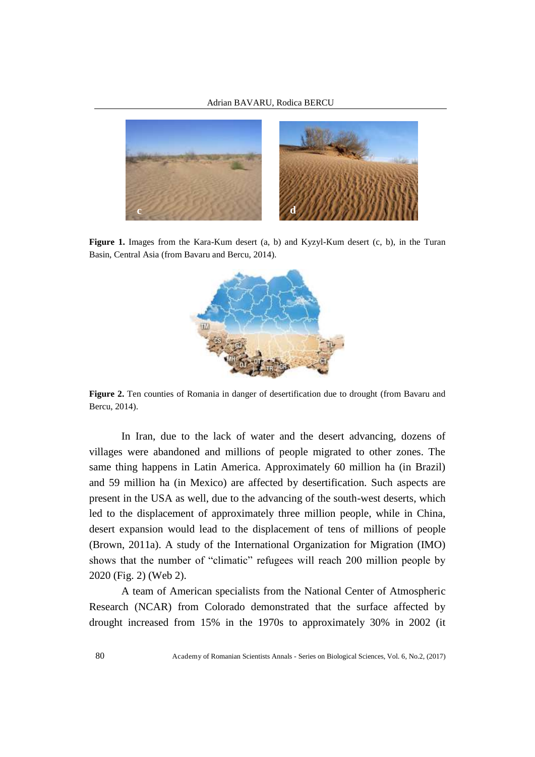**Figure 1.** Images from the Kara-Kum desert (a, b) and Kyzyl-Kum desert (c, b), in the Turan Basin, Central Asia (from Bavaru and Bercu, 2014).

**Figure 2.** Ten counties of Romania in danger of desertification due to drought (from Bavaru and Bercu, 2014).

In Iran, due to the lack of water and the desert advancing, dozens of villages were abandoned and millions of people migrated to other zones. The same thing happens in Latin America. Approximately 60 million ha (in Brazil) and 59 million ha (in Mexico) are affected by desertification. Such aspects are present in the USA as well, due to the advancing of the south-west deserts, which led to the displacement of approximately three million people, while in China, desert expansion would lead to the displacement of tens of millions of people (Brown, 2011a). A study of the International Organization for Migration (IMO) shows that the number of "climatic" refugees will reach 200 million people by 2020 (Fig. 2) (Web 2).

A team of American specialists from the National Center of Atmospheric Research (NCAR) from Colorado demonstrated that the surface affected by drought increased from 15% in the 1970s to approximately 30% in 2002 (it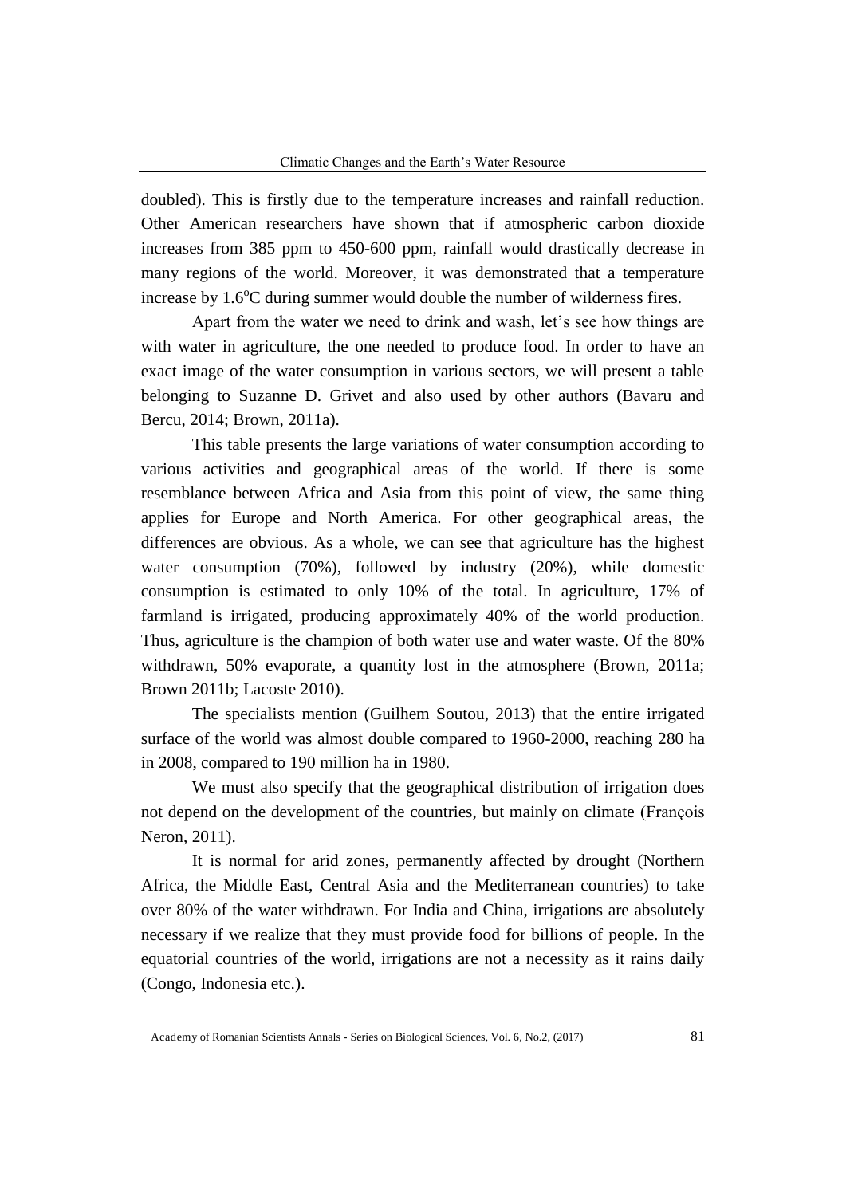doubled). This is firstly due to the temperature increases and rainfall reduction. Other American researchers have shown that if atmospheric carbon dioxide increases from 385 ppm to 450-600 ppm, rainfall would drastically decrease in many regions of the world. Moreover, it was demonstrated that a temperature increase by 1.6°C during summer would double the number of wilderness fires.

Apart from the water we need to drink and wash, let's see how things are with water in agriculture, the one needed to produce food. In order to have an exact image of the water consumption in various sectors, we will present a table belonging to Suzanne D. Grivet and also used by other authors (Bavaru and Bercu, 2014; Brown, 2011a).

This table presents the large variations of water consumption according to various activities and geographical areas of the world. If there is some resemblance between Africa and Asia from this point of view, the same thing applies for Europe and North America. For other geographical areas, the differences are obvious. As a whole, we can see that agriculture has the highest water consumption (70%), followed by industry (20%), while domestic consumption is estimated to only 10% of the total. In agriculture, 17% of farmland is irrigated, producing approximately 40% of the world production. Thus, agriculture is the champion of both water use and water waste. Of the 80% withdrawn, 50% evaporate, a quantity lost in the atmosphere (Brown, 2011a; Brown 2011b; Lacoste 2010).

The specialists mention (Guilhem Soutou, 2013) that the entire irrigated surface of the world was almost double compared to 1960-2000, reaching 280 ha in 2008, compared to 190 million ha in 1980.

We must also specify that the geographical distribution of irrigation does not depend on the development of the countries, but mainly on climate (François Neron, 2011).

It is normal for arid zones, permanently affected by drought (Northern Africa, the Middle East, Central Asia and the Mediterranean countries) to take over 80% of the water withdrawn. For India and China, irrigations are absolutely necessary if we realize that they must provide food for billions of people. In the equatorial countries of the world, irrigations are not a necessity as it rains daily (Congo, Indonesia etc.).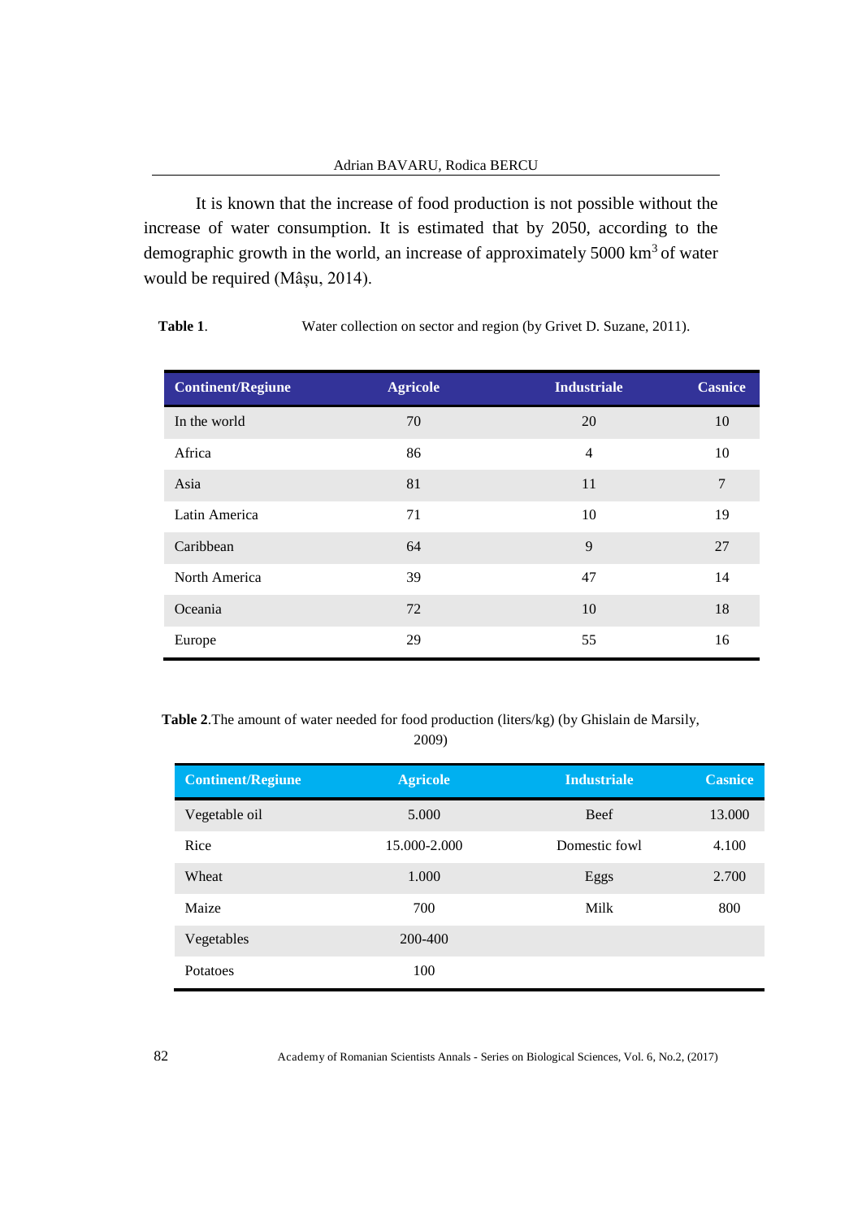It is known that the increase of food production is not possible without the increase of water consumption. It is estimated that by 2050, according to the demographic growth in the world, an increase of approximately 5000 km$^3$ of water would be required (Mâșu, 2014).

**Table 1**. Water collection on sector and region (by Grivet D. Suzane, 2011).

| Continent/Regiune | Agricole | Industriale | Casnice |
|---|---|---|---|
| In the world | 70 | 20 | 10 |
| Africa | 86 | 4 | 10 |
| Asia | 81 | 11 | 7 |
| Latin America | 71 | 10 | 19 |
| Caribbean | 64 | 9 | 27 |
| North America | 39 | 47 | 14 |
| Oceania | 72 | 10 | 18 |
| Europe | 29 | 55 | 16 |

**Table 2**.The amount of water needed for food production (liters/kg) (by Ghislain de Marsily, 2009)

| Continent/Regiune | Agricole | Industriale | Casnice |
|---|---|---|---|
| Vegetable oil | 5.000 | Beef | 13.000 |
| Rice | 15.000-2.000 | Domestic fowl | 4.100 |
| Wheat | 1.000 | Eggs | 2.700 |
| Maize | 700 | Milk | 800 |
| Vegetables | 200-400 | | |
| Potatoes | 100 | | |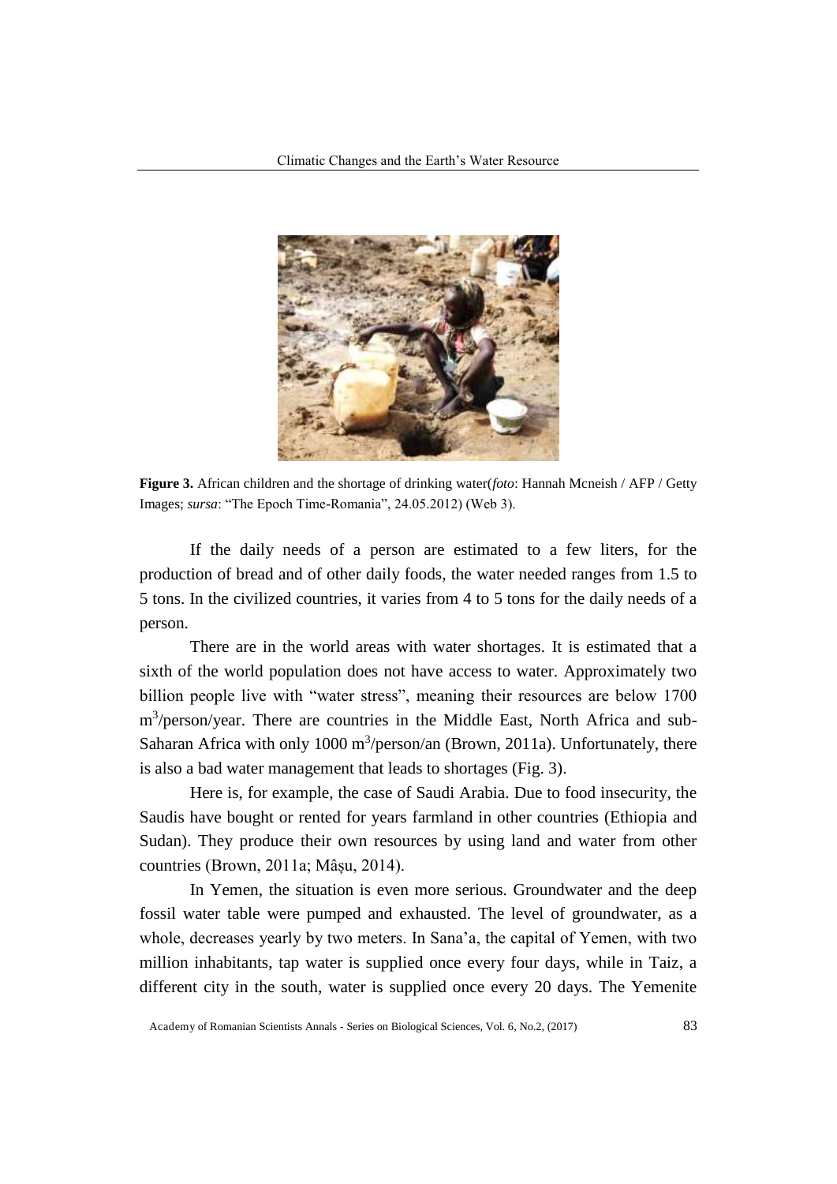**Figure 3.** African children and the shortage of drinking water(*foto*: Hannah Mcneish / AFP / Getty Images; *sursa*: "The Epoch Time-Romania", 24.05.2012) (Web 3).

If the daily needs of a person are estimated to a few liters, for the production of bread and of other daily foods, the water needed ranges from 1.5 to 5 tons. In the civilized countries, it varies from 4 to 5 tons for the daily needs of a person.

There are in the world areas with water shortages. It is estimated that a sixth of the world population does not have access to water. Approximately two billion people live with "water stress", meaning their resources are below 1700 $m^3$/person/year. There are countries in the Middle East, North Africa and sub-Saharan Africa with only 1000 $m^3$/person/an (Brown, 2011a). Unfortunately, there is also a bad water management that leads to shortages (Fig. 3).

Here is, for example, the case of Saudi Arabia. Due to food insecurity, the Saudis have bought or rented for years farmland in other countries (Ethiopia and Sudan). They produce their own resources by using land and water from other countries (Brown, 2011a; Mâșu, 2014).

In Yemen, the situation is even more serious. Groundwater and the deep fossil water table were pumped and exhausted. The level of groundwater, as a whole, decreases yearly by two meters. In Sana'a, the capital of Yemen, with two million inhabitants, tap water is supplied once every four days, while in Taiz, a different city in the south, water is supplied once every 20 days. The Yemenite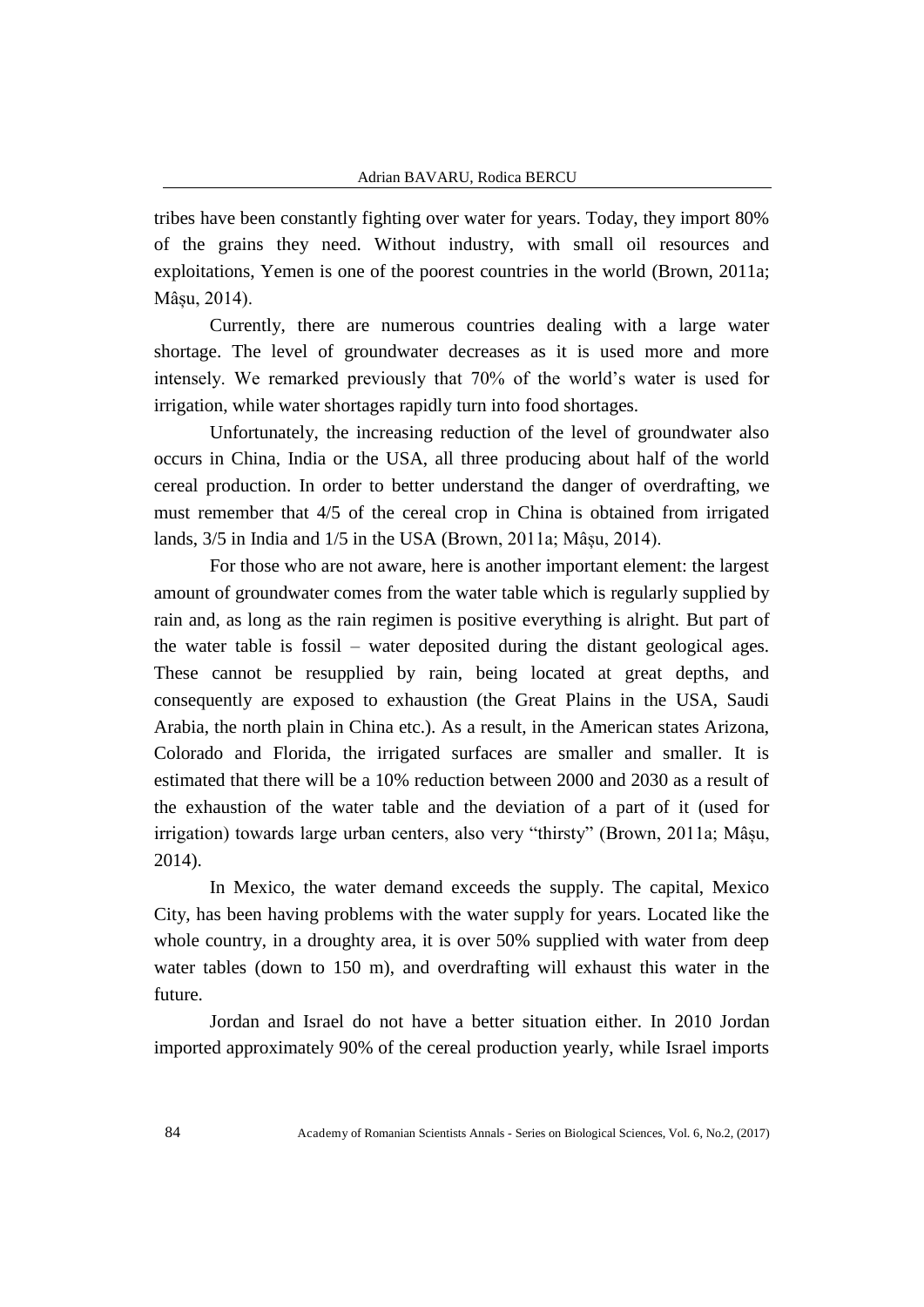tribes have been constantly fighting over water for years. Today, they import 80% of the grains they need. Without industry, with small oil resources and exploitations, Yemen is one of the poorest countries in the world (Brown, 2011a; Mâșu, 2014).

Currently, there are numerous countries dealing with a large water shortage. The level of groundwater decreases as it is used more and more intensely. We remarked previously that 70% of the world's water is used for irrigation, while water shortages rapidly turn into food shortages.

Unfortunately, the increasing reduction of the level of groundwater also occurs in China, India or the USA, all three producing about half of the world cereal production. In order to better understand the danger of overdrafting, we must remember that 4/5 of the cereal crop in China is obtained from irrigated lands, 3/5 in India and 1/5 in the USA (Brown, 2011a; Mâșu, 2014).

For those who are not aware, here is another important element: the largest amount of groundwater comes from the water table which is regularly supplied by rain and, as long as the rain regimen is positive everything is alright. But part of the water table is fossil – water deposited during the distant geological ages. These cannot be resupplied by rain, being located at great depths, and consequently are exposed to exhaustion (the Great Plains in the USA, Saudi Arabia, the north plain in China etc.). As a result, in the American states Arizona, Colorado and Florida, the irrigated surfaces are smaller and smaller. It is estimated that there will be a 10% reduction between 2000 and 2030 as a result of the exhaustion of the water table and the deviation of a part of it (used for irrigation) towards large urban centers, also very "thirsty" (Brown, 2011a; Mâșu, 2014).

In Mexico, the water demand exceeds the supply. The capital, Mexico City, has been having problems with the water supply for years. Located like the whole country, in a droughty area, it is over 50% supplied with water from deep water tables (down to 150 m), and overdrafting will exhaust this water in the future.

Jordan and Israel do not have a better situation either. In 2010 Jordan imported approximately 90% of the cereal production yearly, while Israel imports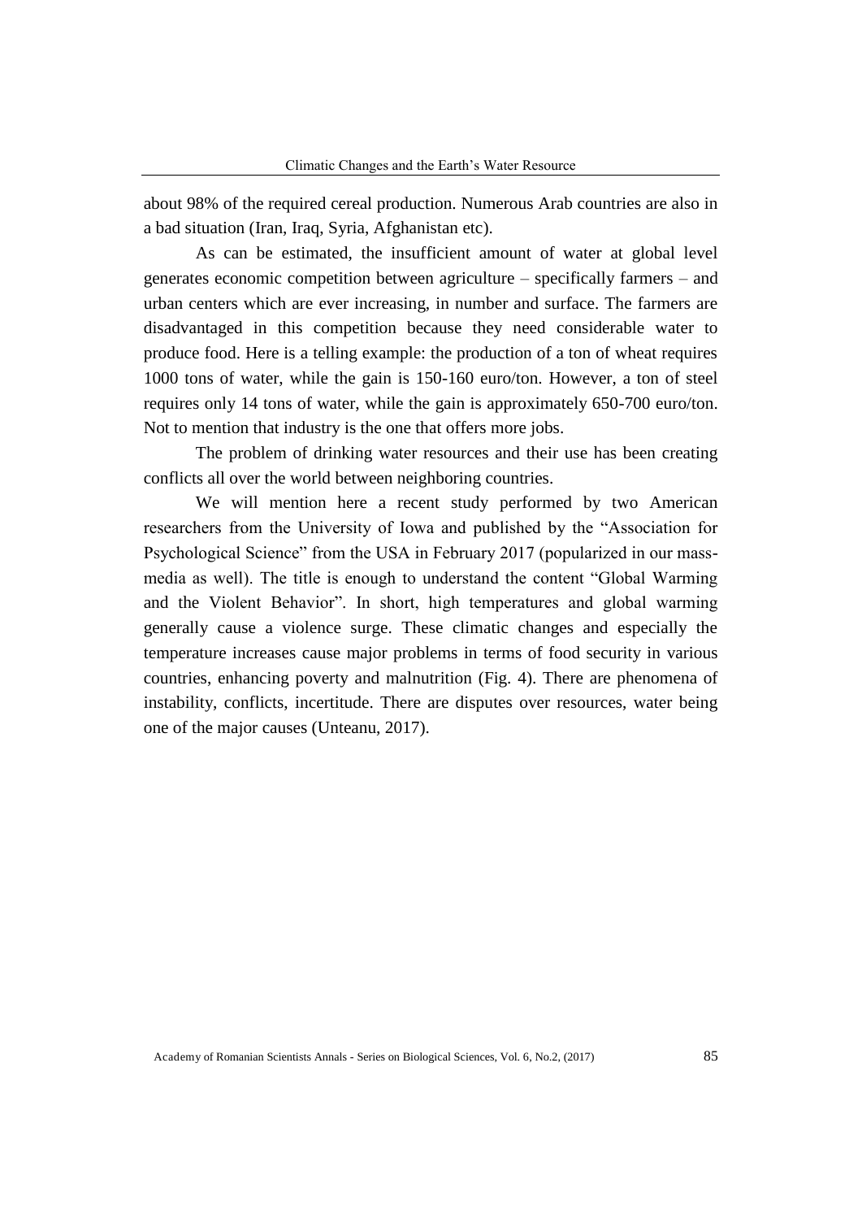about 98% of the required cereal production. Numerous Arab countries are also in a bad situation (Iran, Iraq, Syria, Afghanistan etc).

As can be estimated, the insufficient amount of water at global level generates economic competition between agriculture – specifically farmers – and urban centers which are ever increasing, in number and surface. The farmers are disadvantaged in this competition because they need considerable water to produce food. Here is a telling example: the production of a ton of wheat requires 1000 tons of water, while the gain is 150-160 euro/ton. However, a ton of steel requires only 14 tons of water, while the gain is approximately 650-700 euro/ton. Not to mention that industry is the one that offers more jobs.

The problem of drinking water resources and their use has been creating conflicts all over the world between neighboring countries.

We will mention here a recent study performed by two American researchers from the University of Iowa and published by the "Association for Psychological Science" from the USA in February 2017 (popularized in our mass-media as well). The title is enough to understand the content "Global Warming and the Violent Behavior". In short, high temperatures and global warming generally cause a violence surge. These climatic changes and especially the temperature increases cause major problems in terms of food security in various countries, enhancing poverty and malnutrition (Fig. 4). There are phenomena of instability, conflicts, incertitude. There are disputes over resources, water being one of the major causes (Unteanu, 2017).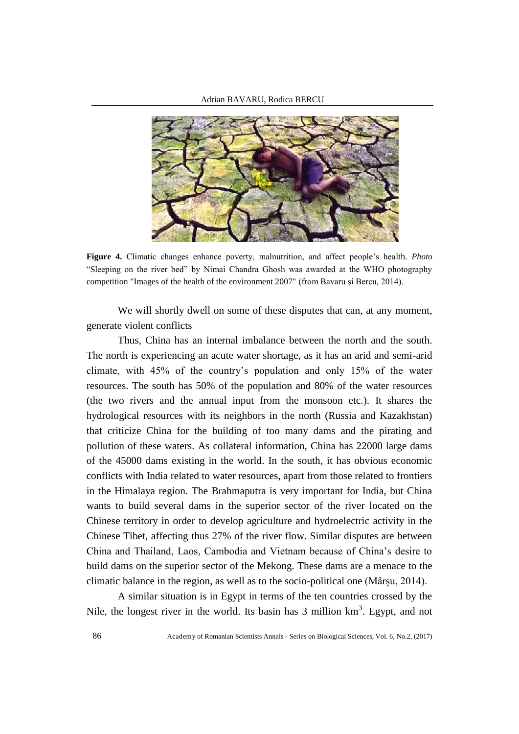**Figure 4.** Climatic changes enhance poverty, malnutrition, and affect people's health. *Photo* "Sleeping on the river bed" by Nimai Chandra Ghosh was awarded at the WHO photography competition "Images of the health of the environment 2007" (from Bavaru și Bercu, 2014).

We will shortly dwell on some of these disputes that can, at any moment, generate violent conflicts

Thus, China has an internal imbalance between the north and the south. The north is experiencing an acute water shortage, as it has an arid and semi-arid climate, with 45% of the country's population and only 15% of the water resources. The south has 50% of the population and 80% of the water resources (the two rivers and the annual input from the monsoon etc.). It shares the hydrological resources with its neighbors in the north (Russia and Kazakhstan) that criticize China for the building of too many dams and the pirating and pollution of these waters. As collateral information, China has 22000 large dams of the 45000 dams existing in the world. In the south, it has obvious economic conflicts with India related to water resources, apart from those related to frontiers in the Himalaya region. The Brahmaputra is very important for India, but China wants to build several dams in the superior sector of the river located on the Chinese territory in order to develop agriculture and hydroelectric activity in the Chinese Tibet, affecting thus 27% of the river flow. Similar disputes are between China and Thailand, Laos, Cambodia and Vietnam because of China's desire to build dams on the superior sector of the Mekong. These dams are a menace to the climatic balance in the region, as well as to the socio-political one (Mârșu, 2014).

A similar situation is in Egypt in terms of the ten countries crossed by the Nile, the longest river in the world. Its basin has 3 million $km^3$. Egypt, and not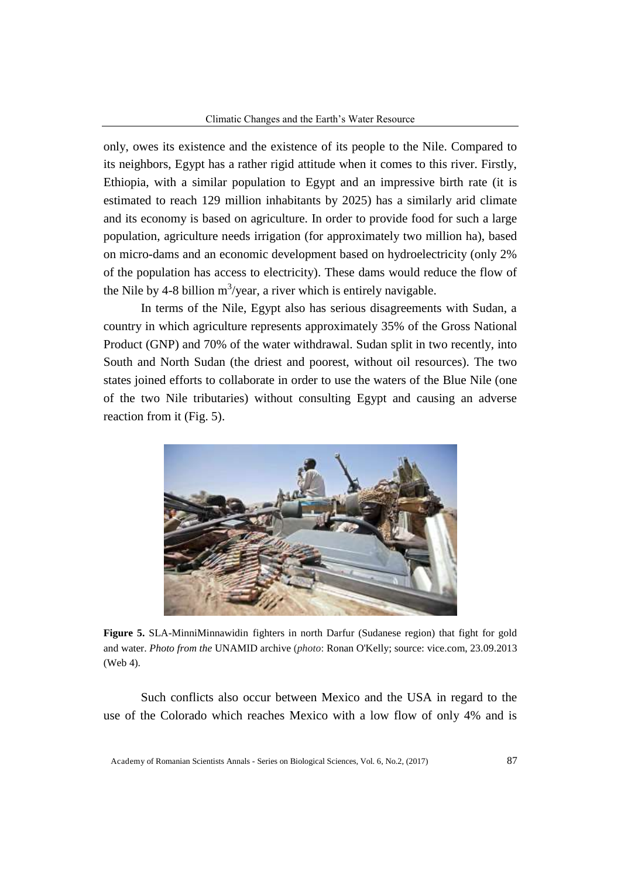only, owes its existence and the existence of its people to the Nile. Compared to its neighbors, Egypt has a rather rigid attitude when it comes to this river. Firstly, Ethiopia, with a similar population to Egypt and an impressive birth rate (it is estimated to reach 129 million inhabitants by 2025) has a similarly arid climate and its economy is based on agriculture. In order to provide food for such a large population, agriculture needs irrigation (for approximately two million ha), based on micro-dams and an economic development based on hydroelectricity (only 2% of the population has access to electricity). These dams would reduce the flow of the Nile by 4-8 billion $m^3$/year, a river which is entirely navigable.

In terms of the Nile, Egypt also has serious disagreements with Sudan, a country in which agriculture represents approximately 35% of the Gross National Product (GNP) and 70% of the water withdrawal. Sudan split in two recently, into South and North Sudan (the driest and poorest, without oil resources). The two states joined efforts to collaborate in order to use the waters of the Blue Nile (one of the two Nile tributaries) without consulting Egypt and causing an adverse reaction from it (Fig. 5).

**Figure 5.** SLA-MinniMinnawidin fighters in north Darfur (Sudanese region) that fight for gold and water. *Photo from the* UNAMID archive (*photo*: Ronan O'Kelly; source: vice.com, 23.09.2013 (Web 4).

Such conflicts also occur between Mexico and the USA in regard to the use of the Colorado which reaches Mexico with a low flow of only 4% and is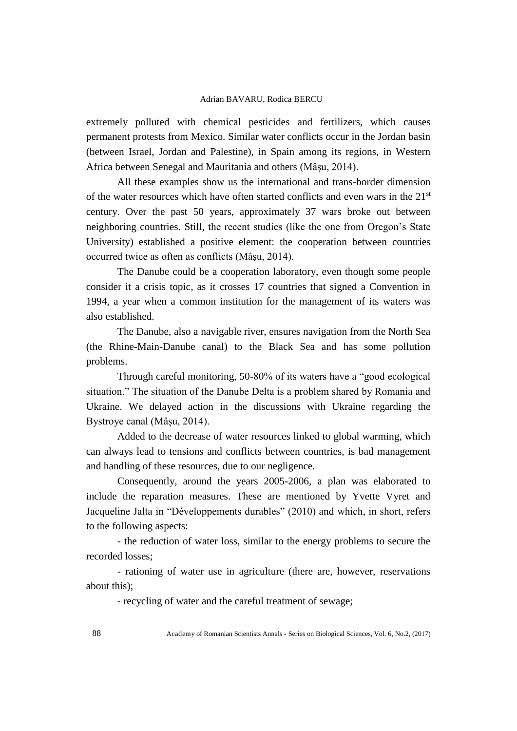extremely polluted with chemical pesticides and fertilizers, which causes permanent protests from Mexico. Similar water conflicts occur in the Jordan basin (between Israel, Jordan and Palestine), in Spain among its regions, in Western Africa between Senegal and Mauritania and others (Mâșu, 2014).

All these examples show us the international and trans-border dimension of the water resources which have often started conflicts and even wars in the 21st century. Over the past 50 years, approximately 37 wars broke out between neighboring countries. Still, the recent studies (like the one from Oregon's State University) established a positive element: the cooperation between countries occurred twice as often as conflicts (Mâșu, 2014).

The Danube could be a cooperation laboratory, even though some people consider it a crisis topic, as it crosses 17 countries that signed a Convention in 1994, a year when a common institution for the management of its waters was also established.

The Danube, also a navigable river, ensures navigation from the North Sea (the Rhine-Main-Danube canal) to the Black Sea and has some pollution problems.

Through careful monitoring, 50-80% of its waters have a "good ecological situation." The situation of the Danube Delta is a problem shared by Romania and Ukraine. We delayed action in the discussions with Ukraine regarding the Bystroye canal (Mâșu, 2014).

Added to the decrease of water resources linked to global warming, which can always lead to tensions and conflicts between countries, is bad management and handling of these resources, due to our negligence.

Consequently, around the years 2005-2006, a plan was elaborated to include the reparation measures. These are mentioned by Yvette Vyret and Jacqueline Jalta in "Développements durables" (2010) and which, in short, refers to the following aspects:

- the reduction of water loss, similar to the energy problems to secure the recorded losses;
- rationing of water use in agriculture (there are, however, reservations about this);
- recycling of water and the careful treatment of sewage;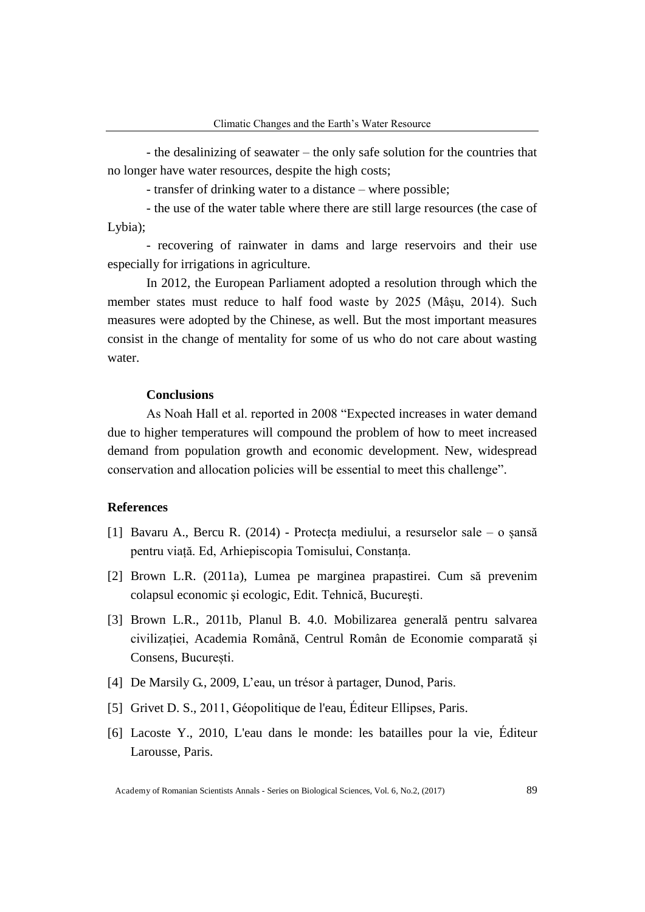- the desalinizing of seawater – the only safe solution for the countries that no longer have water resources, despite the high costs;

- transfer of drinking water to a distance – where possible;

- the use of the water table where there are still large resources (the case of Lybia);

- recovering of rainwater in dams and large reservoirs and their use especially for irrigations in agriculture.

In 2012, the European Parliament adopted a resolution through which the member states must reduce to half food waste by 2025 (Mâșu, 2014). Such measures were adopted by the Chinese, as well. But the most important measures consist in the change of mentality for some of us who do not care about wasting water.

**Conclusions**

As Noah Hall et al. reported in 2008 "Expected increases in water demand due to higher temperatures will compound the problem of how to meet increased demand from population growth and economic development. New, widespread conservation and allocation policies will be essential to meet this challenge".

## References

[1] Bavaru A., Bercu R. (2014) - Protecța mediului, a resurselor sale – o șansă pentru viață. Ed, Arhiepiscopia Tomisului, Constanța.

[2] Brown L.R. (2011a), Lumea pe marginea prapastirei. Cum să prevenim colapsul economic şi ecologic, Edit. Tehnică, Bucureşti.

[3] Brown L.R., 2011b, Planul B. 4.0. Mobilizarea generală pentru salvarea civilizației, Academia Română, Centrul Român de Economie comparată și Consens, București.

[4] De Marsily G., 2009, L'eau, un trésor à partager, Dunod, Paris.

[5] Grivet D. S., 2011, Géopolitique de l'eau, Éditeur Ellipses, Paris.

[6] Lacoste Y., 2010, L'eau dans le monde: les batailles pour la vie, Éditeur Larousse, Paris.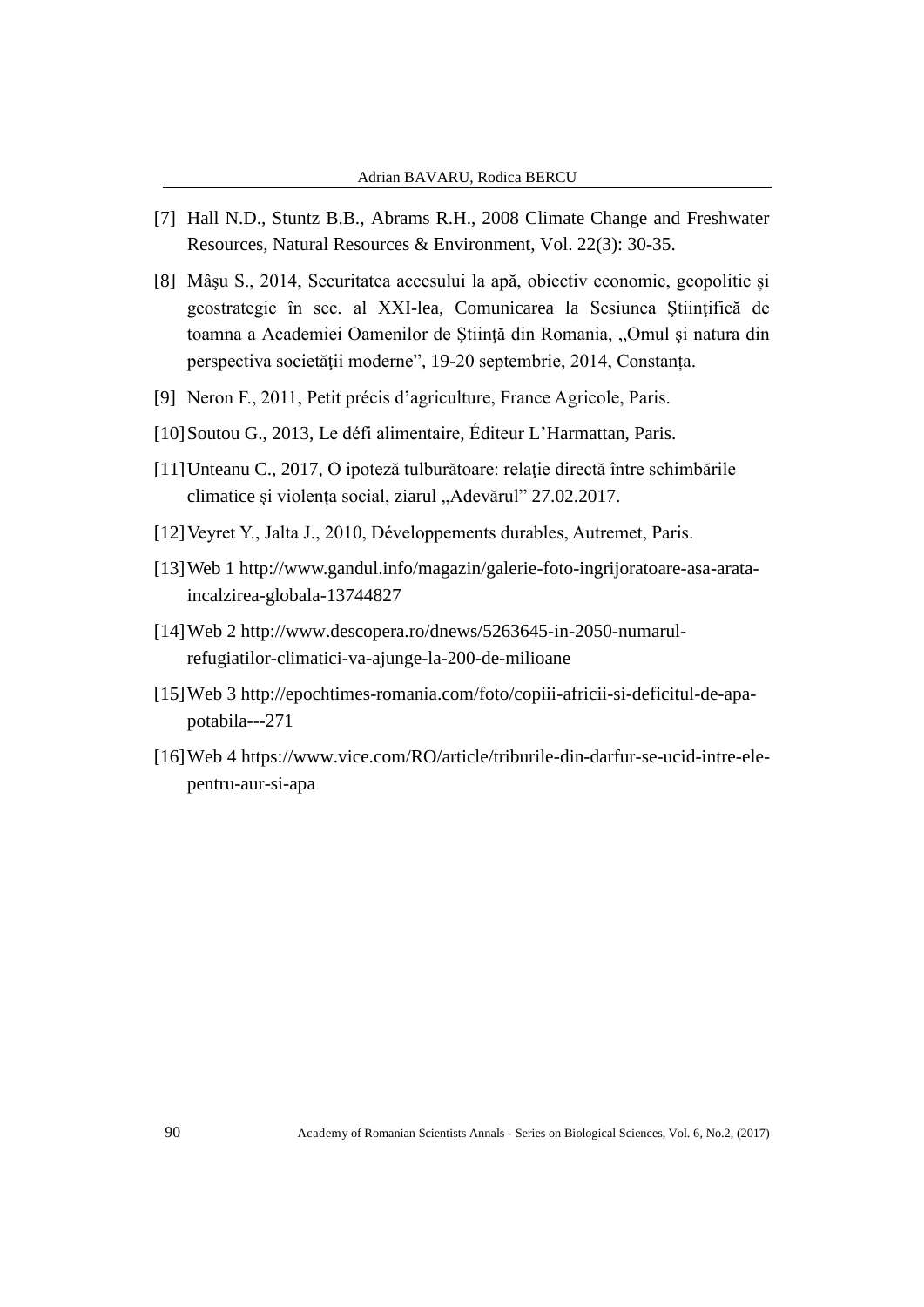[7] Hall N.D., Stuntz B.B., Abrams R.H., 2008 Climate Change and Freshwater Resources, Natural Resources & Environment, Vol. 22(3): 30-35.

[8] Mâşu S., 2014, Securitatea accesului la apă, obiectiv economic, geopolitic și geostrategic în sec. al XXI-lea, Comunicarea la Sesiunea Științifică de toamna a Academiei Oamenilor de Ştiinţă din Romania, „Omul şi natura din perspectiva societății moderne", 19-20 septembrie, 2014, Constanța.

[9] Neron F., 2011, Petit précis d'agriculture, France Agricole, Paris.

[10] Soutou G., 2013, Le défi alimentaire, Éditeur L'Harmattan, Paris.

[11] Unteanu C., 2017, O ipoteză tulburătoare: relaţie directă între schimbările climatice şi violenţa social, ziarul „Adevărul" 27.02.2017.

[12] Veyret Y., Jalta J., 2010, Développements durables, Autremet, Paris.

[13] Web 1 http://www.gandul.info/magazin/galerie-foto-ingrijoratoare-asa-arata-incalzirea-globala-13744827

[14] Web 2 http://www.descopera.ro/dnews/5263645-in-2050-numarul-refugiatilor-climatici-va-ajunge-la-200-de-milioane

[15] Web 3 http://epochtimes-romania.com/foto/copiii-africii-si-deficitul-de-apa-potabila---271

[16] Web 4 https://www.vice.com/RO/article/triburile-din-darfur-se-ucid-intre-ele-pentru-aur-si-apa